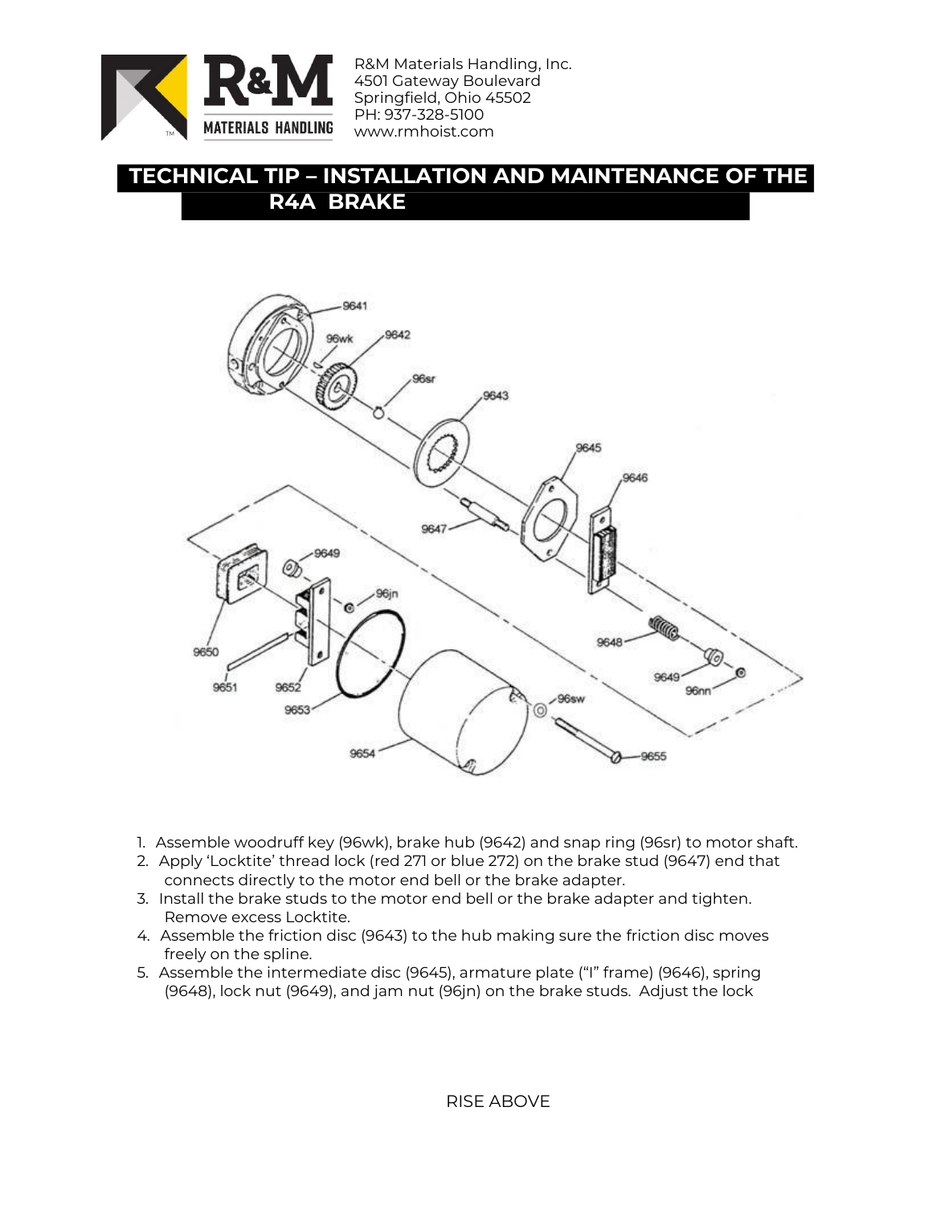R&M Materials Handling, Inc.
4501 Gateway Boulevard
Springfield, Ohio 45502
PH: 937-328-5100
www.rmhoist.com

# TECHNICAL TIP – INSTALLATION AND MAINTENANCE OF THE R4A BRAKE

1. Assemble woodruff key (96wk), brake hub (9642) and snap ring (96sr) to motor shaft.
2. Apply 'Locktite' thread lock (red 271 or blue 272) on the brake stud (9647) end that connects directly to the motor end bell or the brake adapter.
3. Install the brake studs to the motor end bell or the brake adapter and tighten. Remove excess Locktite.
4. Assemble the friction disc (9643) to the hub making sure the friction disc moves freely on the spline.
5. Assemble the intermediate disc (9645), armature plate ("I" frame) (9646), spring (9648), lock nut (9649), and jam nut (96jn) on the brake studs. Adjust the lock

RISE ABOVE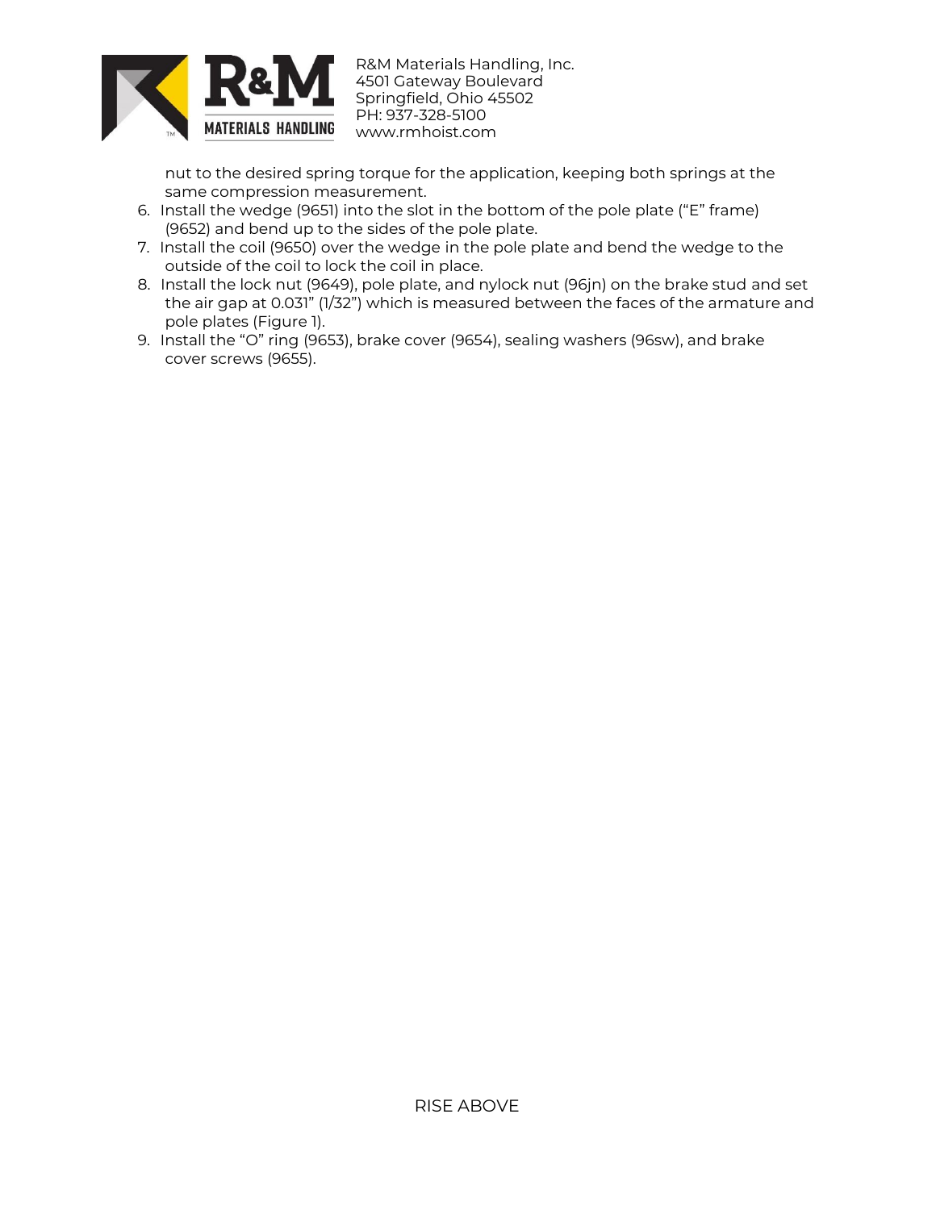nut to the desired spring torque for the application, keeping both springs at the same compression measurement.

6. Install the wedge (9651) into the slot in the bottom of the pole plate ("E" frame) (9652) and bend up to the sides of the pole plate.
7. Install the coil (9650) over the wedge in the pole plate and bend the wedge to the outside of the coil to lock the coil in place.
8. Install the lock nut (9649), pole plate, and nylock nut (96jn) on the brake stud and set the air gap at 0.031" (1/32") which is measured between the faces of the armature and pole plates (Figure 1).
9. Install the "O" ring (9653), brake cover (9654), sealing washers (96sw), and brake cover screws (9655).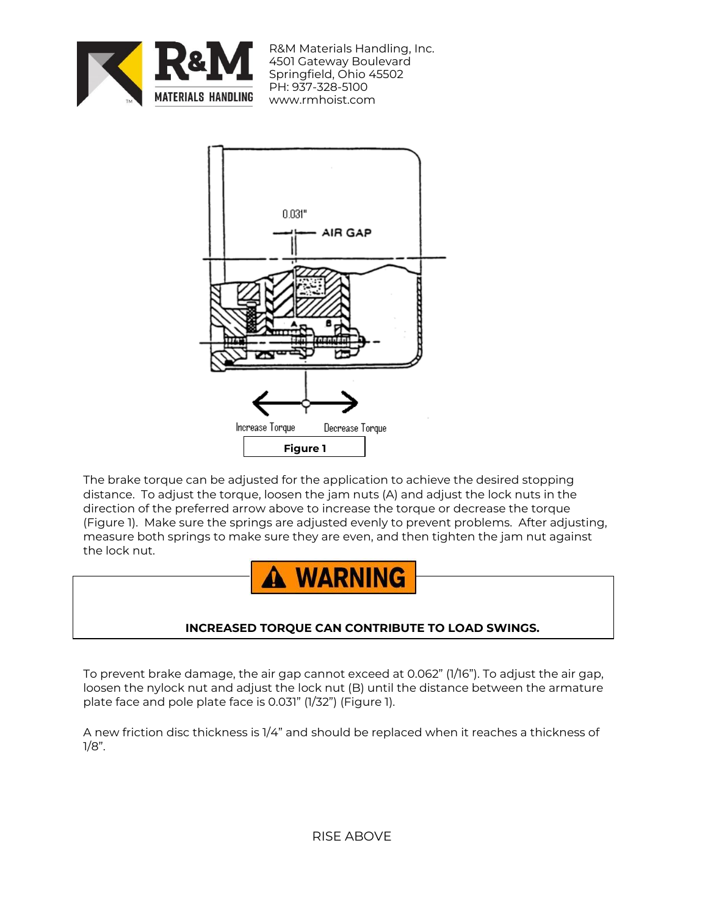0.031"

AIR GAP

A

B

Increase Torque

Decrease Torque

Figure 1

The brake torque can be adjusted for the application to achieve the desired stopping distance. To adjust the torque, loosen the jam nuts (A) and adjust the lock nuts in the direction of the preferred arrow above to increase the torque or decrease the torque (Figure 1). Make sure the springs are adjusted evenly to prevent problems. After adjusting, measure both springs to make sure they are even, and then tighten the jam nut against the lock nut.

**⚠ WARNING**

**INCREASED TORQUE CAN CONTRIBUTE TO LOAD SWINGS.**

To prevent brake damage, the air gap cannot exceed at 0.062" (1/16"). To adjust the air gap, loosen the nylock nut and adjust the lock nut (B) until the distance between the armature plate face and pole plate face is 0.031" (1/32") (Figure 1).

A new friction disc thickness is 1/4" and should be replaced when it reaches a thickness of 1/8".